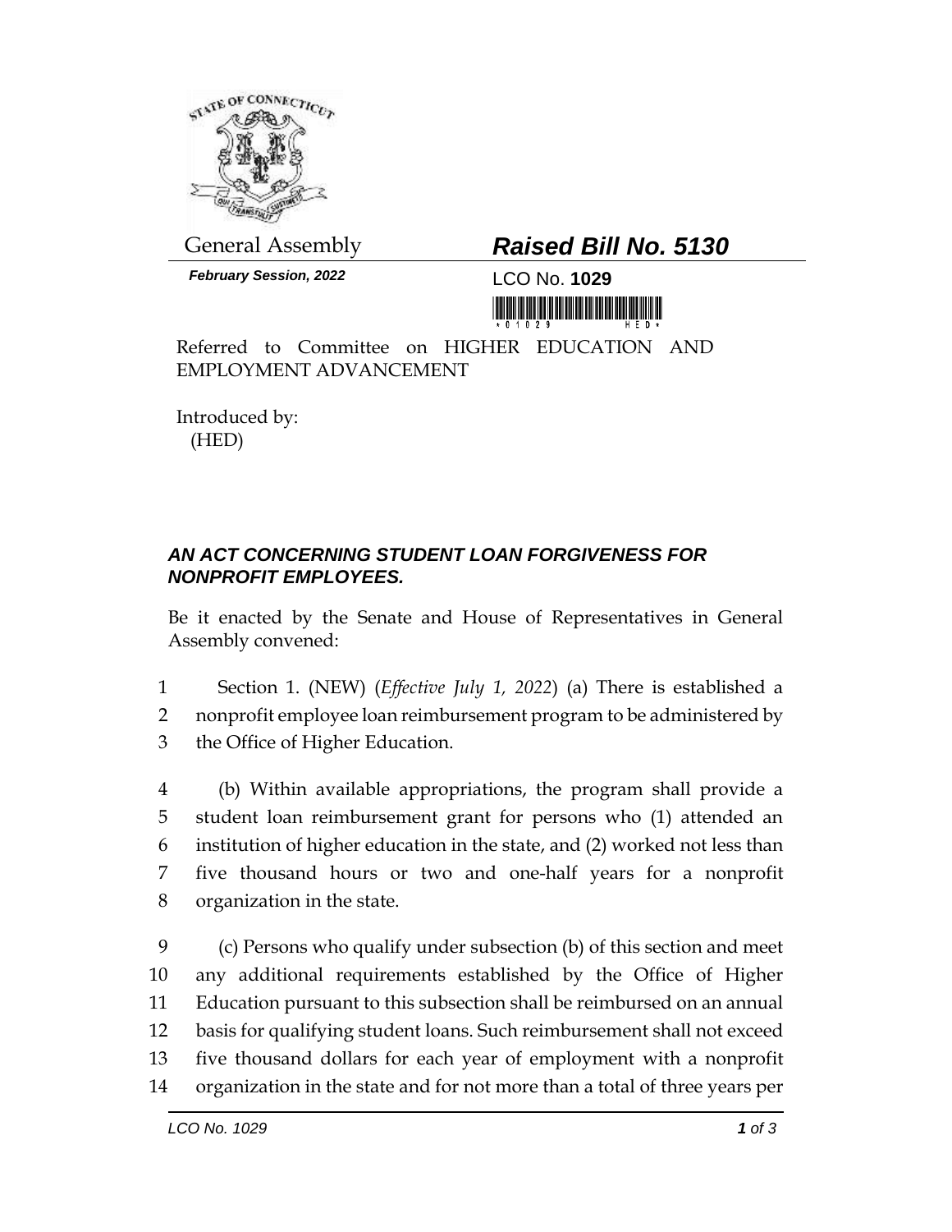General Assembly

***February Session, 2022***

# ***Raised Bill No. 5130***

LCO No. **1029**

Referred to Committee on HIGHER EDUCATION AND EMPLOYMENT ADVANCEMENT

Introduced by:
(HED)

## ***AN ACT CONCERNING STUDENT LOAN FORGIVENESS FOR NONPROFIT EMPLOYEES.***

Be it enacted by the Senate and House of Representatives in General Assembly convened:

1 Section 1. (NEW) (*Effective July 1, 2022*) (a) There is established a
2 nonprofit employee loan reimbursement program to be administered by
3 the Office of Higher Education.

4 (b) Within available appropriations, the program shall provide a
5 student loan reimbursement grant for persons who (1) attended an
6 institution of higher education in the state, and (2) worked not less than
7 five thousand hours or two and one-half years for a nonprofit
8 organization in the state.

9 (c) Persons who qualify under subsection (b) of this section and meet
10 any additional requirements established by the Office of Higher
11 Education pursuant to this subsection shall be reimbursed on an annual
12 basis for qualifying student loans. Such reimbursement shall not exceed
13 five thousand dollars for each year of employment with a nonprofit
14 organization in the state and for not more than a total of three years per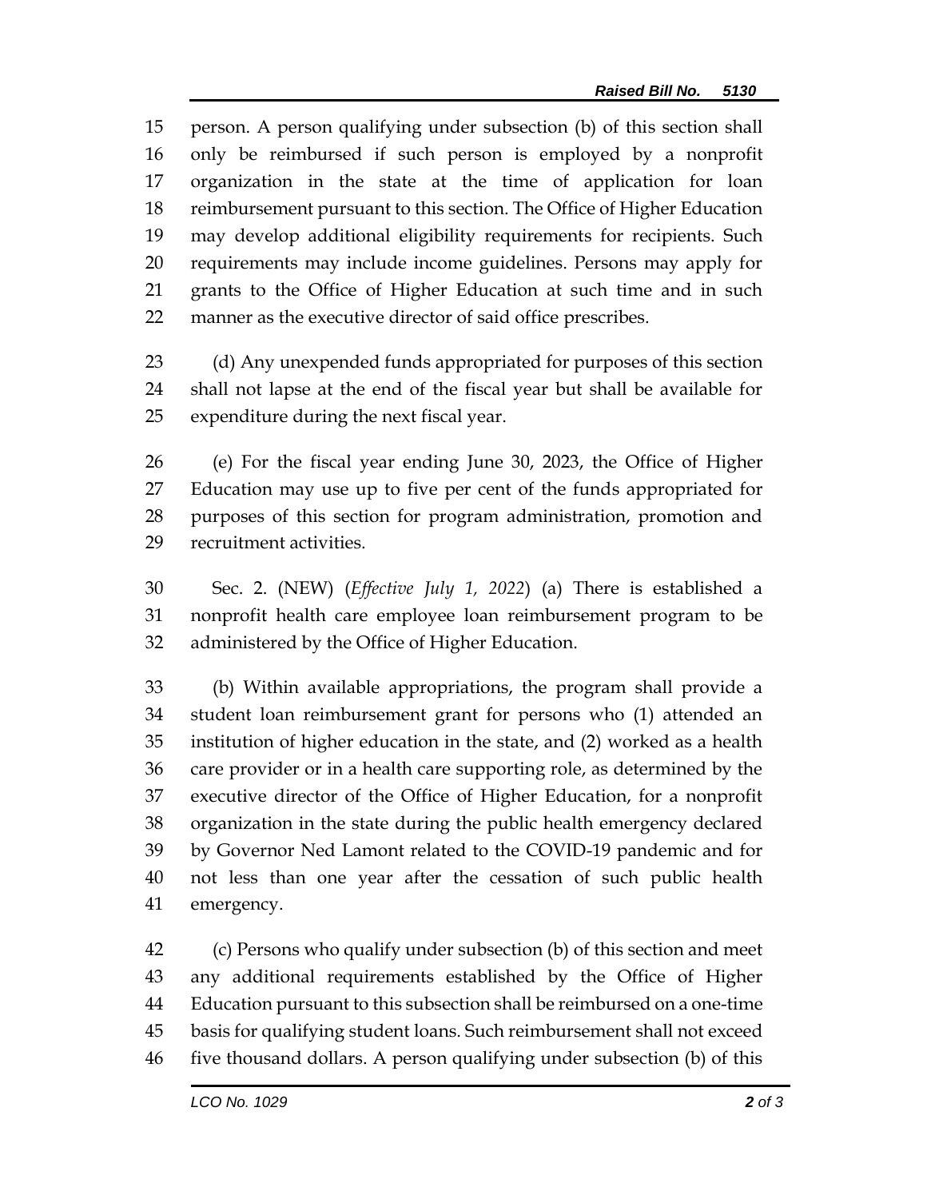person. A person qualifying under subsection (b) of this section shall only be reimbursed if such person is employed by a nonprofit organization in the state at the time of application for loan reimbursement pursuant to this section. The Office of Higher Education may develop additional eligibility requirements for recipients. Such requirements may include income guidelines. Persons may apply for grants to the Office of Higher Education at such time and in such manner as the executive director of said office prescribes.

(d) Any unexpended funds appropriated for purposes of this section shall not lapse at the end of the fiscal year but shall be available for expenditure during the next fiscal year.

(e) For the fiscal year ending June 30, 2023, the Office of Higher Education may use up to five per cent of the funds appropriated for purposes of this section for program administration, promotion and recruitment activities.

Sec. 2. (NEW) (*Effective July 1, 2022*) (a) There is established a nonprofit health care employee loan reimbursement program to be administered by the Office of Higher Education.

(b) Within available appropriations, the program shall provide a student loan reimbursement grant for persons who (1) attended an institution of higher education in the state, and (2) worked as a health care provider or in a health care supporting role, as determined by the executive director of the Office of Higher Education, for a nonprofit organization in the state during the public health emergency declared by Governor Ned Lamont related to the COVID-19 pandemic and for not less than one year after the cessation of such public health emergency.

(c) Persons who qualify under subsection (b) of this section and meet any additional requirements established by the Office of Higher Education pursuant to this subsection shall be reimbursed on a one-time basis for qualifying student loans. Such reimbursement shall not exceed five thousand dollars. A person qualifying under subsection (b) of this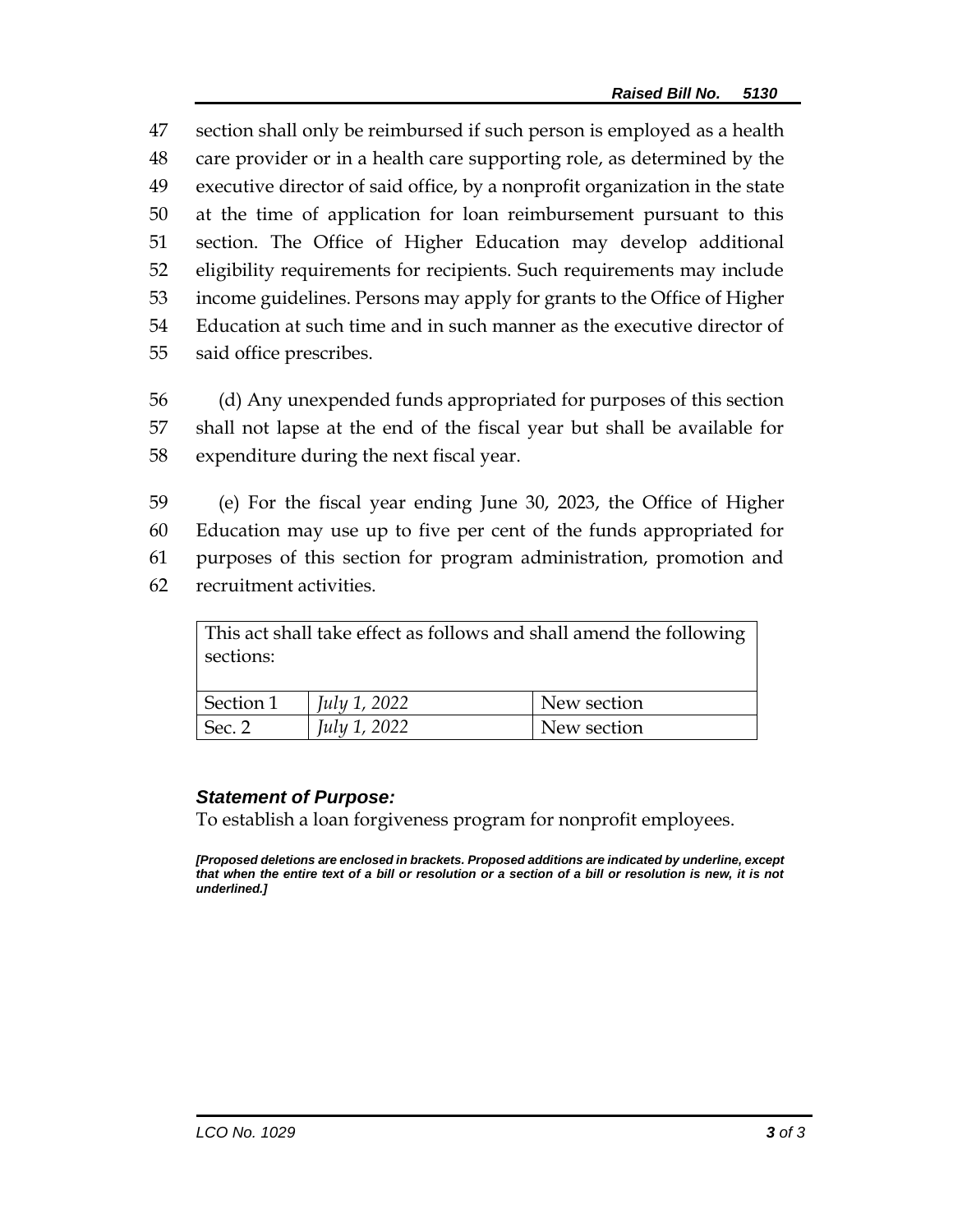section shall only be reimbursed if such person is employed as a health care provider or in a health care supporting role, as determined by the executive director of said office, by a nonprofit organization in the state at the time of application for loan reimbursement pursuant to this section. The Office of Higher Education may develop additional eligibility requirements for recipients. Such requirements may include income guidelines. Persons may apply for grants to the Office of Higher Education at such time and in such manner as the executive director of said office prescribes.

(d) Any unexpended funds appropriated for purposes of this section shall not lapse at the end of the fiscal year but shall be available for expenditure during the next fiscal year.

(e) For the fiscal year ending June 30, 2023, the Office of Higher Education may use up to five per cent of the funds appropriated for purposes of this section for program administration, promotion and recruitment activities.

| This act shall take effect as follows and shall amend the following sections: | | |
|---|---|---|
| Section 1 | *July 1, 2022* | New section |
| Sec. 2 | *July 1, 2022* | New section |

### *Statement of Purpose:*

To establish a loan forgiveness program for nonprofit employees.

***[Proposed deletions are enclosed in brackets. Proposed additions are indicated by underline, except that when the entire text of a bill or resolution or a section of a bill or resolution is new, it is not underlined.]***